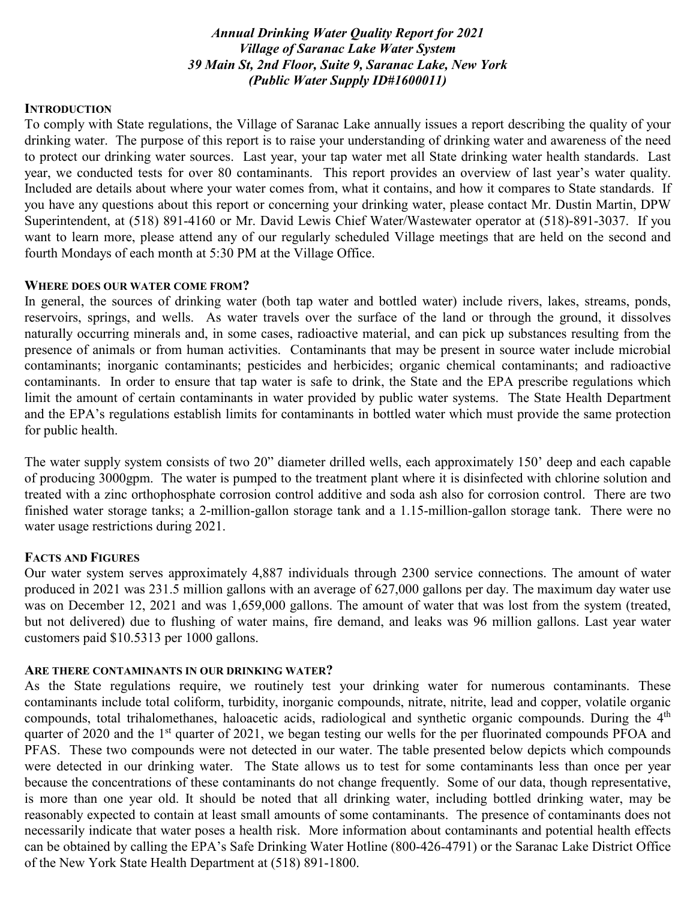***Annual Drinking Water Quality Report for 2021***
***Village of Saranac Lake Water System***
***39 Main St, 2nd Floor, Suite 9, Saranac Lake, New York***
***(Public Water Supply ID#1600011)***

## INTRODUCTION

To comply with State regulations, the Village of Saranac Lake annually issues a report describing the quality of your drinking water. The purpose of this report is to raise your understanding of drinking water and awareness of the need to protect our drinking water sources. Last year, your tap water met all State drinking water health standards. Last year, we conducted tests for over 80 contaminants. This report provides an overview of last year's water quality. Included are details about where your water comes from, what it contains, and how it compares to State standards. If you have any questions about this report or concerning your drinking water, please contact Mr. Dustin Martin, DPW Superintendent, at (518) 891-4160 or Mr. David Lewis Chief Water/Wastewater operator at (518)-891-3037. If you want to learn more, please attend any of our regularly scheduled Village meetings that are held on the second and fourth Mondays of each month at 5:30 PM at the Village Office.

## WHERE DOES OUR WATER COME FROM?

In general, the sources of drinking water (both tap water and bottled water) include rivers, lakes, streams, ponds, reservoirs, springs, and wells. As water travels over the surface of the land or through the ground, it dissolves naturally occurring minerals and, in some cases, radioactive material, and can pick up substances resulting from the presence of animals or from human activities. Contaminants that may be present in source water include microbial contaminants; inorganic contaminants; pesticides and herbicides; organic chemical contaminants; and radioactive contaminants. In order to ensure that tap water is safe to drink, the State and the EPA prescribe regulations which limit the amount of certain contaminants in water provided by public water systems. The State Health Department and the EPA's regulations establish limits for contaminants in bottled water which must provide the same protection for public health.

The water supply system consists of two 20" diameter drilled wells, each approximately 150' deep and each capable of producing 3000gpm. The water is pumped to the treatment plant where it is disinfected with chlorine solution and treated with a zinc orthophosphate corrosion control additive and soda ash also for corrosion control. There are two finished water storage tanks; a 2-million-gallon storage tank and a 1.15-million-gallon storage tank. There were no water usage restrictions during 2021.

## FACTS AND FIGURES

Our water system serves approximately 4,887 individuals through 2300 service connections. The amount of water produced in 2021 was 231.5 million gallons with an average of 627,000 gallons per day. The maximum day water use was on December 12, 2021 and was 1,659,000 gallons. The amount of water that was lost from the system (treated, but not delivered) due to flushing of water mains, fire demand, and leaks was 96 million gallons. Last year water customers paid $10.5313 per 1000 gallons.

## ARE THERE CONTAMINANTS IN OUR DRINKING WATER?

As the State regulations require, we routinely test your drinking water for numerous contaminants. These contaminants include total coliform, turbidity, inorganic compounds, nitrate, nitrite, lead and copper, volatile organic compounds, total trihalomethanes, haloacetic acids, radiological and synthetic organic compounds. During the 4th quarter of 2020 and the 1st quarter of 2021, we began testing our wells for the per fluorinated compounds PFOA and PFAS. These two compounds were not detected in our water. The table presented below depicts which compounds were detected in our drinking water. The State allows us to test for some contaminants less than once per year because the concentrations of these contaminants do not change frequently. Some of our data, though representative, is more than one year old. It should be noted that all drinking water, including bottled drinking water, may be reasonably expected to contain at least small amounts of some contaminants. The presence of contaminants does not necessarily indicate that water poses a health risk. More information about contaminants and potential health effects can be obtained by calling the EPA's Safe Drinking Water Hotline (800-426-4791) or the Saranac Lake District Office of the New York State Health Department at (518) 891-1800.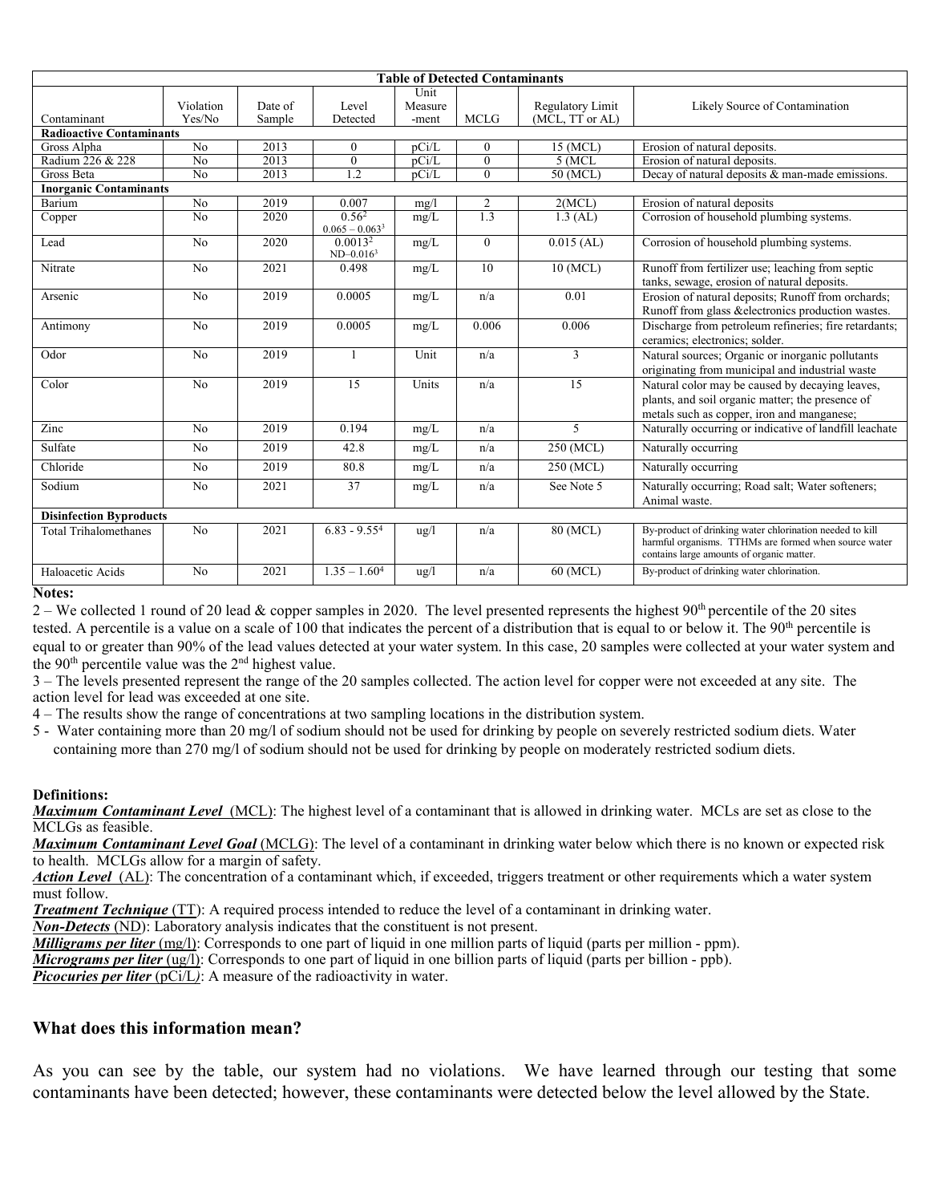| Table of Detected Contaminants | | | | | | | |
|---|---|---|---|---|---|---|---|
| Contaminant | Violation Yes/No | Date of Sample | Level Detected | Unit Measure-ment | MCLG | Regulatory Limit (MCL, TT or AL) | Likely Source of Contamination |
| **Radioactive Contaminants** | | | | | | | |
| Gross Alpha | No | 2013 | 0 | pCi/L | 0 | 15 (MCL) | Erosion of natural deposits. |
| Radium 226 & 228 | No | 2013 | 0 | pCi/L | 0 | 5 (MCL | Erosion of natural deposits. |
| Gross Beta | No | 2013 | 1.2 | pCi/L | 0 | 50 (MCL) | Decay of natural deposits & man-made emissions. |
| **Inorganic Contaminants** | | | | | | | |
| Barium | No | 2019 | 0.007 | mg/l | 2 | 2(MCL) | Erosion of natural deposits |
| Copper | No | 2020 | 0.56[2] 0.065 – 0.063[3] | mg/L | 1.3 | 1.3 (AL) | Corrosion of household plumbing systems. |
| Lead | No | 2020 | 0.0013[2] ND–0.016[3] | mg/L | 0 | 0.015 (AL) | Corrosion of household plumbing systems. |
| Nitrate | No | 2021 | 0.498 | mg/L | 10 | 10 (MCL) | Runoff from fertilizer use; leaching from septic tanks, sewage, erosion of natural deposits. |
| Arsenic | No | 2019 | 0.0005 | mg/L | n/a | 0.01 | Erosion of natural deposits; Runoff from orchards; Runoff from glass &electronics production wastes. |
| Antimony | No | 2019 | 0.0005 | mg/L | 0.006 | 0.006 | Discharge from petroleum refineries; fire retardants; ceramics; electronics; solder. |
| Odor | No | 2019 | 1 | Unit | n/a | 3 | Natural sources; Organic or inorganic pollutants originating from municipal and industrial waste |
| Color | No | 2019 | 15 | Units | n/a | 15 | Natural color may be caused by decaying leaves, plants, and soil organic matter; the presence of metals such as copper, iron and manganese; |
| Zinc | No | 2019 | 0.194 | mg/L | n/a | 5 | Naturally occurring or indicative of landfill leachate |
| Sulfate | No | 2019 | 42.8 | mg/L | n/a | 250 (MCL) | Naturally occurring |
| Chloride | No | 2019 | 80.8 | mg/L | n/a | 250 (MCL) | Naturally occurring |
| Sodium | No | 2021 | 37 | mg/L | n/a | See Note 5 | Naturally occurring; Road salt; Water softeners; Animal waste. |
| **Disinfection Byproducts** | | | | | | | |
| Total Trihalomethanes | No | 2021 | 6.83 - 9.55[4] | ug/l | n/a | 80 (MCL) | By-product of drinking water chlorination needed to kill harmful organisms. TTHMs are formed when source water contains large amounts of organic matter. |
| Haloacetic Acids | No | 2021 | 1.35 – 1.60[4] | ug/l | n/a | 60 (MCL) | By-product of drinking water chlorination. |

**Notes:**

2 – We collected 1 round of 20 lead & copper samples in 2020. The level presented represents the highest 90th percentile of the 20 sites tested. A percentile is a value on a scale of 100 that indicates the percent of a distribution that is equal to or below it. The 90th percentile is equal to or greater than 90% of the lead values detected at your water system. In this case, 20 samples were collected at your water system and the 90th percentile value was the 2nd highest value.

3 – The levels presented represent the range of the 20 samples collected. The action level for copper were not exceeded at any site. The action level for lead was exceeded at one site.

4 – The results show the range of concentrations at two sampling locations in the distribution system.

5 - Water containing more than 20 mg/l of sodium should not be used for drinking by people on severely restricted sodium diets. Water containing more than 270 mg/l of sodium should not be used for drinking by people on moderately restricted sodium diets.

**Definitions:**

***Maximum Contaminant Level*** (MCL): The highest level of a contaminant that is allowed in drinking water. MCLs are set as close to the MCLGs as feasible.

***Maximum Contaminant Level Goal*** (MCLG): The level of a contaminant in drinking water below which there is no known or expected risk to health. MCLGs allow for a margin of safety.

***Action Level*** (AL): The concentration of a contaminant which, if exceeded, triggers treatment or other requirements which a water system must follow.

***Treatment Technique*** (TT): A required process intended to reduce the level of a contaminant in drinking water.

***Non-Detects*** (ND): Laboratory analysis indicates that the constituent is not present.

***Milligrams per liter*** (mg/l): Corresponds to one part of liquid in one million parts of liquid (parts per million - ppm).

***Micrograms per liter*** (ug/l): Corresponds to one part of liquid in one billion parts of liquid (parts per billion - ppb).

***Picocuries per liter*** (pCi/L): A measure of the radioactivity in water.

## What does this information mean?

As you can see by the table, our system had no violations. We have learned through our testing that some contaminants have been detected; however, these contaminants were detected below the level allowed by the State.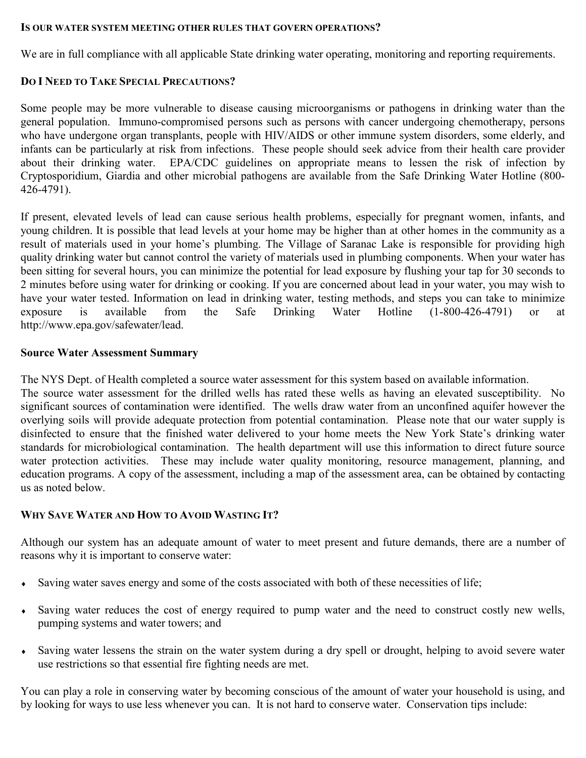### Is our water system meeting other rules that govern operations?

We are in full compliance with all applicable State drinking water operating, monitoring and reporting requirements.

### Do I Need to Take Special Precautions?

Some people may be more vulnerable to disease causing microorganisms or pathogens in drinking water than the general population. Immuno-compromised persons such as persons with cancer undergoing chemotherapy, persons who have undergone organ transplants, people with HIV/AIDS or other immune system disorders, some elderly, and infants can be particularly at risk from infections. These people should seek advice from their health care provider about their drinking water. EPA/CDC guidelines on appropriate means to lessen the risk of infection by Cryptosporidium, Giardia and other microbial pathogens are available from the Safe Drinking Water Hotline (800-426-4791).

If present, elevated levels of lead can cause serious health problems, especially for pregnant women, infants, and young children. It is possible that lead levels at your home may be higher than at other homes in the community as a result of materials used in your home's plumbing. The Village of Saranac Lake is responsible for providing high quality drinking water but cannot control the variety of materials used in plumbing components. When your water has been sitting for several hours, you can minimize the potential for lead exposure by flushing your tap for 30 seconds to 2 minutes before using water for drinking or cooking. If you are concerned about lead in your water, you may wish to have your water tested. Information on lead in drinking water, testing methods, and steps you can take to minimize exposure is available from the Safe Drinking Water Hotline (1-800-426-4791) or at http://www.epa.gov/safewater/lead.

### Source Water Assessment Summary

The NYS Dept. of Health completed a source water assessment for this system based on available information.
The source water assessment for the drilled wells has rated these wells as having an elevated susceptibility. No significant sources of contamination were identified. The wells draw water from an unconfined aquifer however the overlying soils will provide adequate protection from potential contamination. Please note that our water supply is disinfected to ensure that the finished water delivered to your home meets the New York State's drinking water standards for microbiological contamination. The health department will use this information to direct future source water protection activities. These may include water quality monitoring, resource management, planning, and education programs. A copy of the assessment, including a map of the assessment area, can be obtained by contacting us as noted below.

### Why Save Water and How to Avoid Wasting It?

Although our system has an adequate amount of water to meet present and future demands, there are a number of reasons why it is important to conserve water:

- Saving water saves energy and some of the costs associated with both of these necessities of life;
- Saving water reduces the cost of energy required to pump water and the need to construct costly new wells, pumping systems and water towers; and
- Saving water lessens the strain on the water system during a dry spell or drought, helping to avoid severe water use restrictions so that essential fire fighting needs are met.

You can play a role in conserving water by becoming conscious of the amount of water your household is using, and by looking for ways to use less whenever you can. It is not hard to conserve water. Conservation tips include: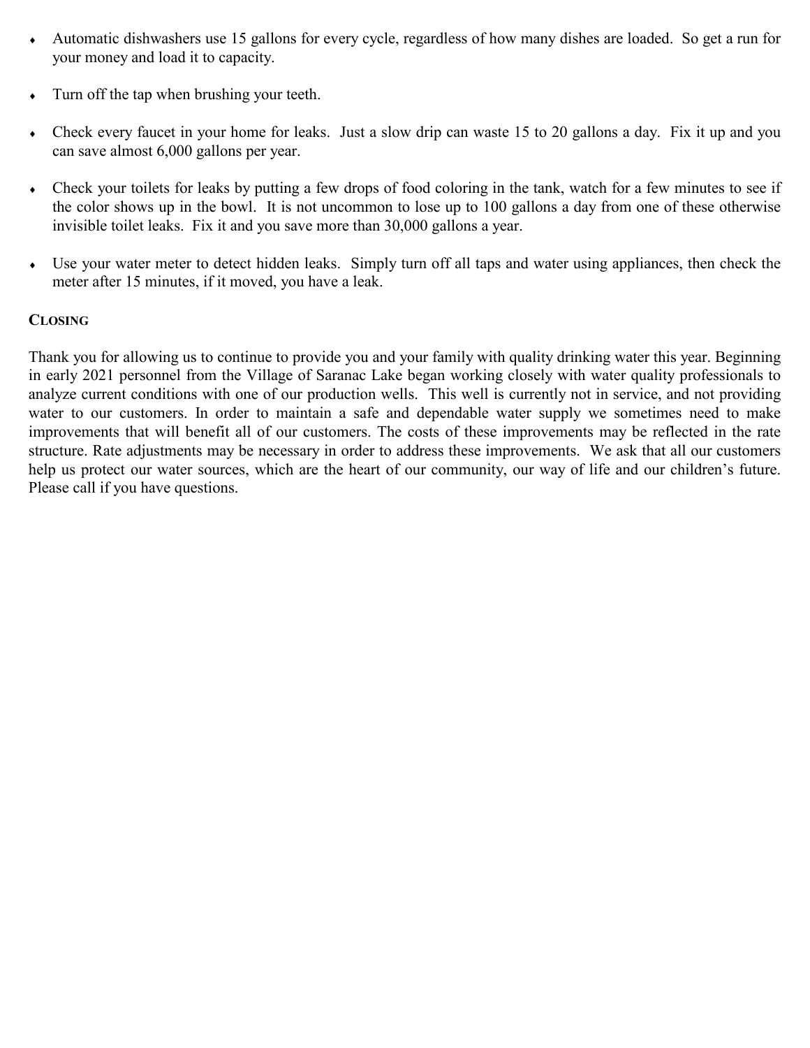- Automatic dishwashers use 15 gallons for every cycle, regardless of how many dishes are loaded. So get a run for your money and load it to capacity.

- Turn off the tap when brushing your teeth.

- Check every faucet in your home for leaks. Just a slow drip can waste 15 to 20 gallons a day. Fix it up and you can save almost 6,000 gallons per year.

- Check your toilets for leaks by putting a few drops of food coloring in the tank, watch for a few minutes to see if the color shows up in the bowl. It is not uncommon to lose up to 100 gallons a day from one of these otherwise invisible toilet leaks. Fix it and you save more than 30,000 gallons a year.

- Use your water meter to detect hidden leaks. Simply turn off all taps and water using appliances, then check the meter after 15 minutes, if it moved, you have a leak.

## CLOSING

Thank you for allowing us to continue to provide you and your family with quality drinking water this year. Beginning in early 2021 personnel from the Village of Saranac Lake began working closely with water quality professionals to analyze current conditions with one of our production wells. This well is currently not in service, and not providing water to our customers. In order to maintain a safe and dependable water supply we sometimes need to make improvements that will benefit all of our customers. The costs of these improvements may be reflected in the rate structure. Rate adjustments may be necessary in order to address these improvements. We ask that all our customers help us protect our water sources, which are the heart of our community, our way of life and our children's future. Please call if you have questions.